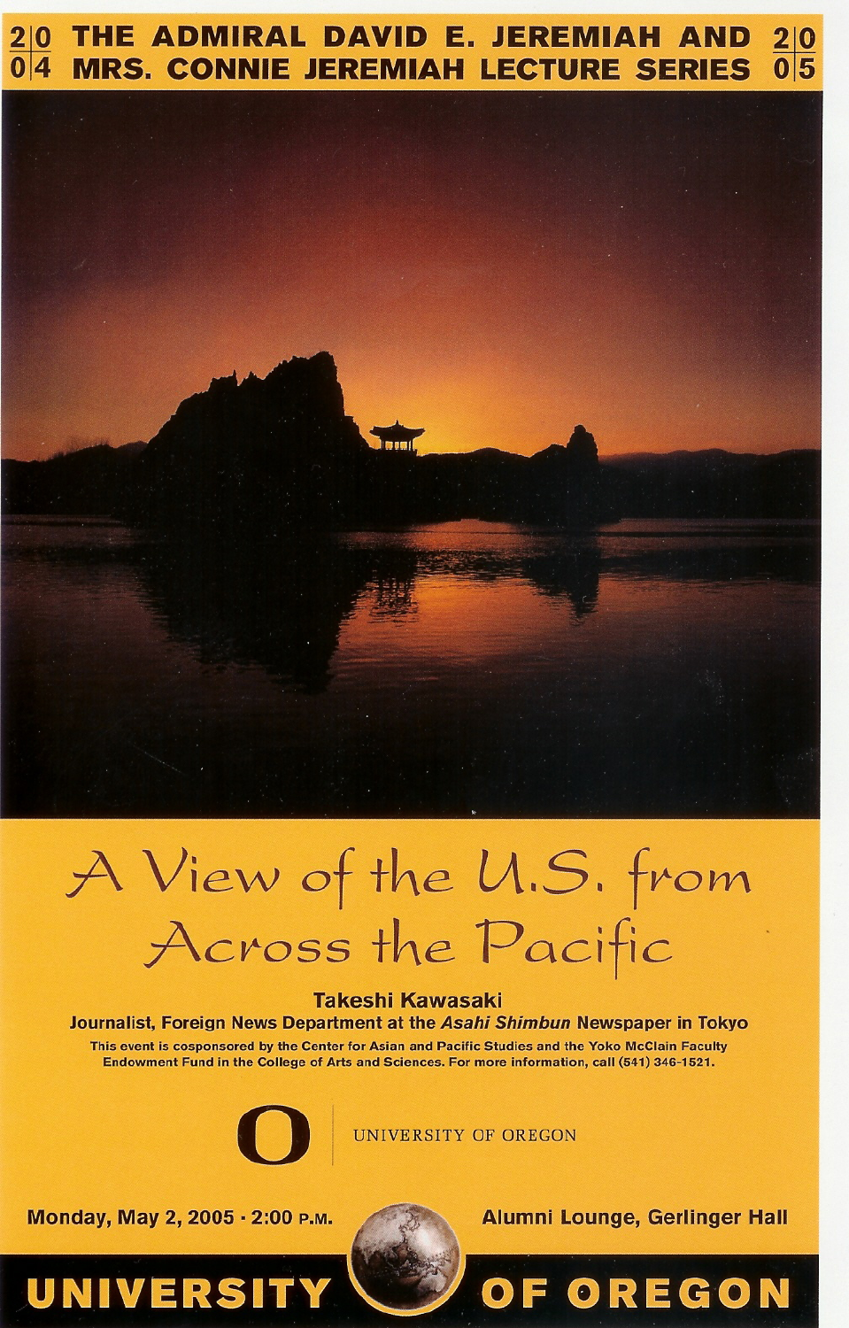# 2004–2005 THE ADMIRAL DAVID E. JEREMIAH AND MRS. CONNIE JEREMIAH LECTURE SERIES

# A View of the U.S. from Across the Pacific

**Takeshi Kawasaki**

**Journalist, Foreign News Department at the *Asahi Shimbun* Newspaper in Tokyo**

This event is cosponsored by the Center for Asian and Pacific Studies and the Yoko McClain Faculty Endowment Fund in the College of Arts and Sciences. For more information, call (541) 346-1521.

UNIVERSITY OF OREGON

**Monday, May 2, 2005 · 2:00 P.M.**

**Alumni Lounge, Gerlinger Hall**

**UNIVERSITY OF OREGON**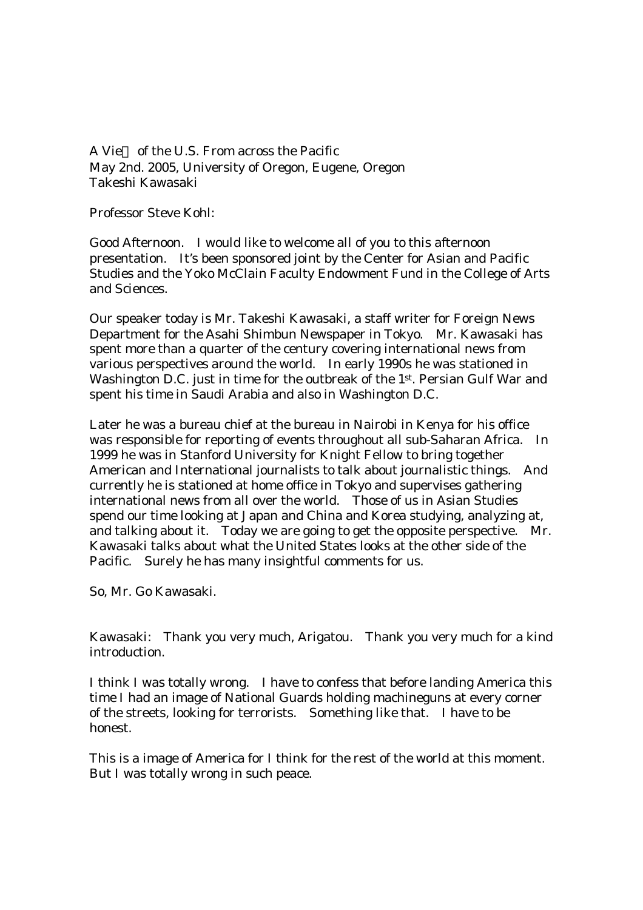A Vie　of the U.S. From across the Pacific
May 2nd. 2005, University of Oregon, Eugene, Oregon
Takeshi Kawasaki

Professor Steve Kohl:

Good Afternoon.　I would like to welcome all of you to this afternoon presentation.　It's been sponsored joint by the Center for Asian and Pacific Studies and the Yoko McClain Faculty Endowment Fund in the College of Arts and Sciences.

Our speaker today is Mr. Takeshi Kawasaki, a staff writer for Foreign News Department for the Asahi Shimbun Newspaper in Tokyo.　Mr. Kawasaki has spent more than a quarter of the century covering international news from various perspectives around the world.　In early 1990s he was stationed in Washington D.C. just in time for the outbreak of the 1st. Persian Gulf War and spent his time in Saudi Arabia and also in Washington D.C.

Later he was a bureau chief at the bureau in Nairobi in Kenya for his office was responsible for reporting of events throughout all sub-Saharan Africa.　In 1999 he was in Stanford University for Knight Fellow to bring together American and International journalists to talk about journalistic things.　And currently he is stationed at home office in Tokyo and supervises gathering international news from all over the world.　Those of us in Asian Studies spend our time looking at Japan and China and Korea studying, analyzing at, and talking about it.　Today we are going to get the opposite perspective.　Mr. Kawasaki talks about what the United States looks at the other side of the Pacific.　Surely he has many insightful comments for us.

So, Mr. Go Kawasaki.

Kawasaki:　Thank you very much, Arigatou.　Thank you very much for a kind introduction.

I think I was totally wrong.　I have to confess that before landing America this time I had an image of National Guards holding machineguns at every corner of the streets, looking for terrorists.　Something like that.　I have to be honest.

This is a image of America for I think for the rest of the world at this moment. But I was totally wrong in such peace.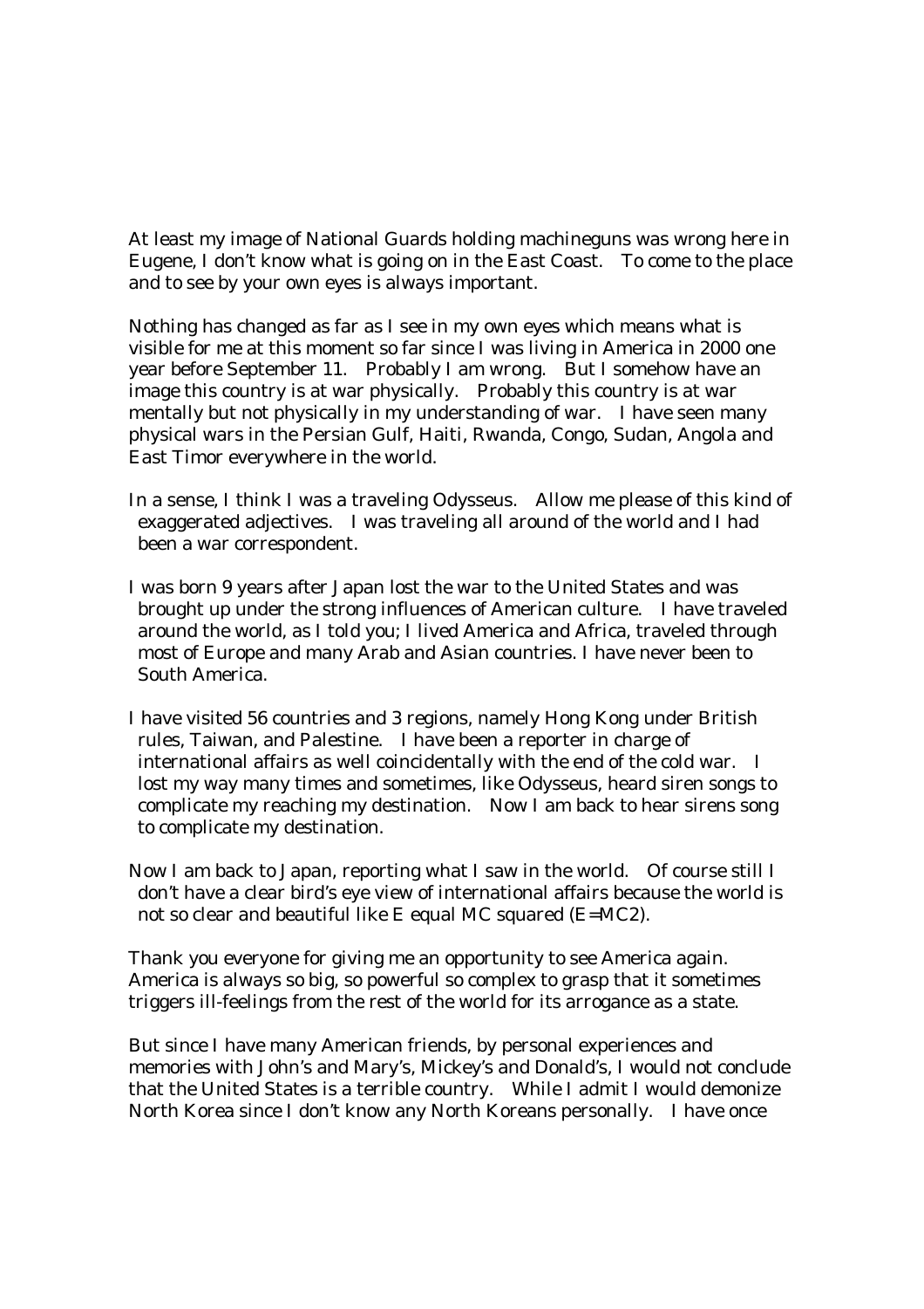At least my image of National Guards holding machineguns was wrong here in Eugene, I don't know what is going on in the East Coast. To come to the place and to see by your own eyes is always important.

Nothing has changed as far as I see in my own eyes which means what is visible for me at this moment so far since I was living in America in 2000 one year before September 11. Probably I am wrong. But I somehow have an image this country is at war physically. Probably this country is at war mentally but not physically in my understanding of war. I have seen many physical wars in the Persian Gulf, Haiti, Rwanda, Congo, Sudan, Angola and East Timor everywhere in the world.

In a sense, I think I was a traveling Odysseus. Allow me please of this kind of exaggerated adjectives. I was traveling all around of the world and I had been a war correspondent.

I was born 9 years after Japan lost the war to the United States and was brought up under the strong influences of American culture. I have traveled around the world, as I told you; I lived America and Africa, traveled through most of Europe and many Arab and Asian countries. I have never been to South America.

I have visited 56 countries and 3 regions, namely Hong Kong under British rules, Taiwan, and Palestine. I have been a reporter in charge of international affairs as well coincidentally with the end of the cold war. I lost my way many times and sometimes, like Odysseus, heard siren songs to complicate my reaching my destination. Now I am back to hear sirens song to complicate my destination.

Now I am back to Japan, reporting what I saw in the world. Of course still I don't have a clear bird's eye view of international affairs because the world is not so clear and beautiful like E equal MC squared (E=MC2).

Thank you everyone for giving me an opportunity to see America again. America is always so big, so powerful so complex to grasp that it sometimes triggers ill-feelings from the rest of the world for its arrogance as a state.

But since I have many American friends, by personal experiences and memories with John's and Mary's, Mickey's and Donald's, I would not conclude that the United States is a terrible country. While I admit I would demonize North Korea since I don't know any North Koreans personally. I have once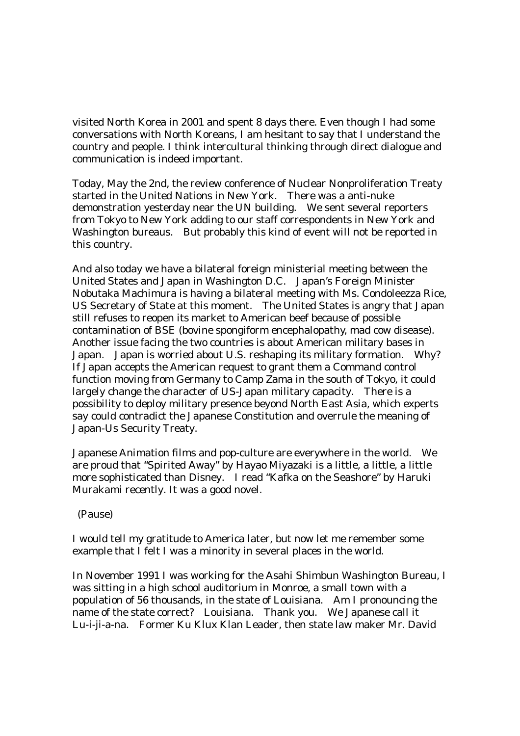visited North Korea in 2001 and spent 8 days there. Even though I had some conversations with North Koreans, I am hesitant to say that I understand the country and people. I think intercultural thinking through direct dialogue and communication is indeed important.

Today, May the 2nd, the review conference of Nuclear Nonproliferation Treaty started in the United Nations in New York. There was a anti-nuke demonstration yesterday near the UN building. We sent several reporters from Tokyo to New York adding to our staff correspondents in New York and Washington bureaus. But probably this kind of event will not be reported in this country.

And also today we have a bilateral foreign ministerial meeting between the United States and Japan in Washington D.C. Japan's Foreign Minister Nobutaka Machimura is having a bilateral meeting with Ms. Condoleezza Rice, US Secretary of State at this moment. The United States is angry that Japan still refuses to reopen its market to American beef because of possible contamination of BSE (bovine spongiform encephalopathy, mad cow disease). Another issue facing the two countries is about American military bases in Japan. Japan is worried about U.S. reshaping its military formation. Why? If Japan accepts the American request to grant them a Command control function moving from Germany to Camp Zama in the south of Tokyo, it could largely change the character of US-Japan military capacity. There is a possibility to deploy military presence beyond North East Asia, which experts say could contradict the Japanese Constitution and overrule the meaning of Japan-Us Security Treaty.

Japanese Animation films and pop-culture are everywhere in the world. We are proud that "Spirited Away" by Hayao Miyazaki is a little, a little, a little more sophisticated than Disney. I read "Kafka on the Seashore" by Haruki Murakami recently. It was a good novel.

(Pause)

I would tell my gratitude to America later, but now let me remember some example that I felt I was a minority in several places in the world.

In November 1991 I was working for the Asahi Shimbun Washington Bureau, I was sitting in a high school auditorium in Monroe, a small town with a population of 56 thousands, in the state of Louisiana. Am I pronouncing the name of the state correct? Louisiana. Thank you. We Japanese call it Lu-i-ji-a-na. Former Ku Klux Klan Leader, then state law maker Mr. David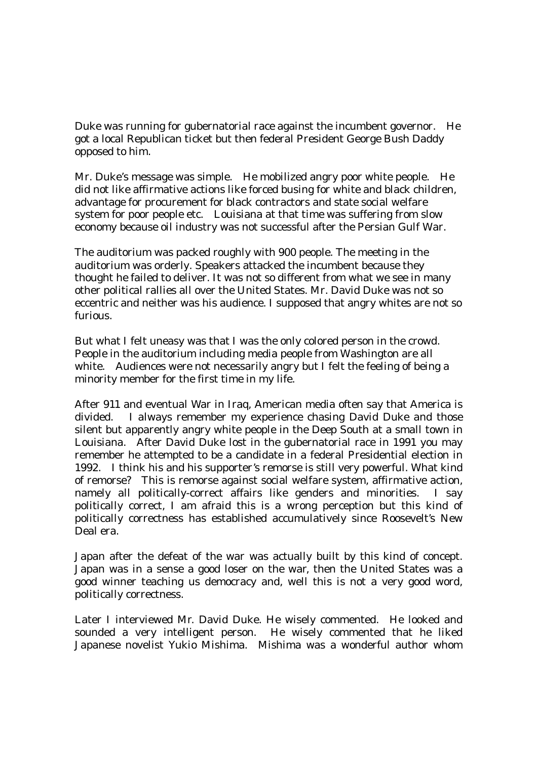Duke was running for gubernatorial race against the incumbent governor. He got a local Republican ticket but then federal President George Bush Daddy opposed to him.

Mr. Duke's message was simple. He mobilized angry poor white people. He did not like affirmative actions like forced busing for white and black children, advantage for procurement for black contractors and state social welfare system for poor people etc. Louisiana at that time was suffering from slow economy because oil industry was not successful after the Persian Gulf War.

The auditorium was packed roughly with 900 people. The meeting in the auditorium was orderly. Speakers attacked the incumbent because they thought he failed to deliver. It was not so different from what we see in many other political rallies all over the United States. Mr. David Duke was not so eccentric and neither was his audience. I supposed that angry whites are not so furious.

But what I felt uneasy was that I was the only colored person in the crowd. People in the auditorium including media people from Washington are all white. Audiences were not necessarily angry but I felt the feeling of being a minority member for the first time in my life.

After 911 and eventual War in Iraq, American media often say that America is divided. I always remember my experience chasing David Duke and those silent but apparently angry white people in the Deep South at a small town in Louisiana. After David Duke lost in the gubernatorial race in 1991 you may remember he attempted to be a candidate in a federal Presidential election in 1992. I think his and his supporter's remorse is still very powerful. What kind of remorse? This is remorse against social welfare system, affirmative action, namely all politically-correct affairs like genders and minorities. I say politically correct, I am afraid this is a wrong perception but this kind of politically correctness has established accumulatively since Roosevelt's New Deal era.

Japan after the defeat of the war was actually built by this kind of concept. Japan was in a sense a good loser on the war, then the United States was a good winner teaching us democracy and, well this is not a very good word, politically correctness.

Later I interviewed Mr. David Duke. He wisely commented. He looked and sounded a very intelligent person. He wisely commented that he liked Japanese novelist Yukio Mishima. Mishima was a wonderful author whom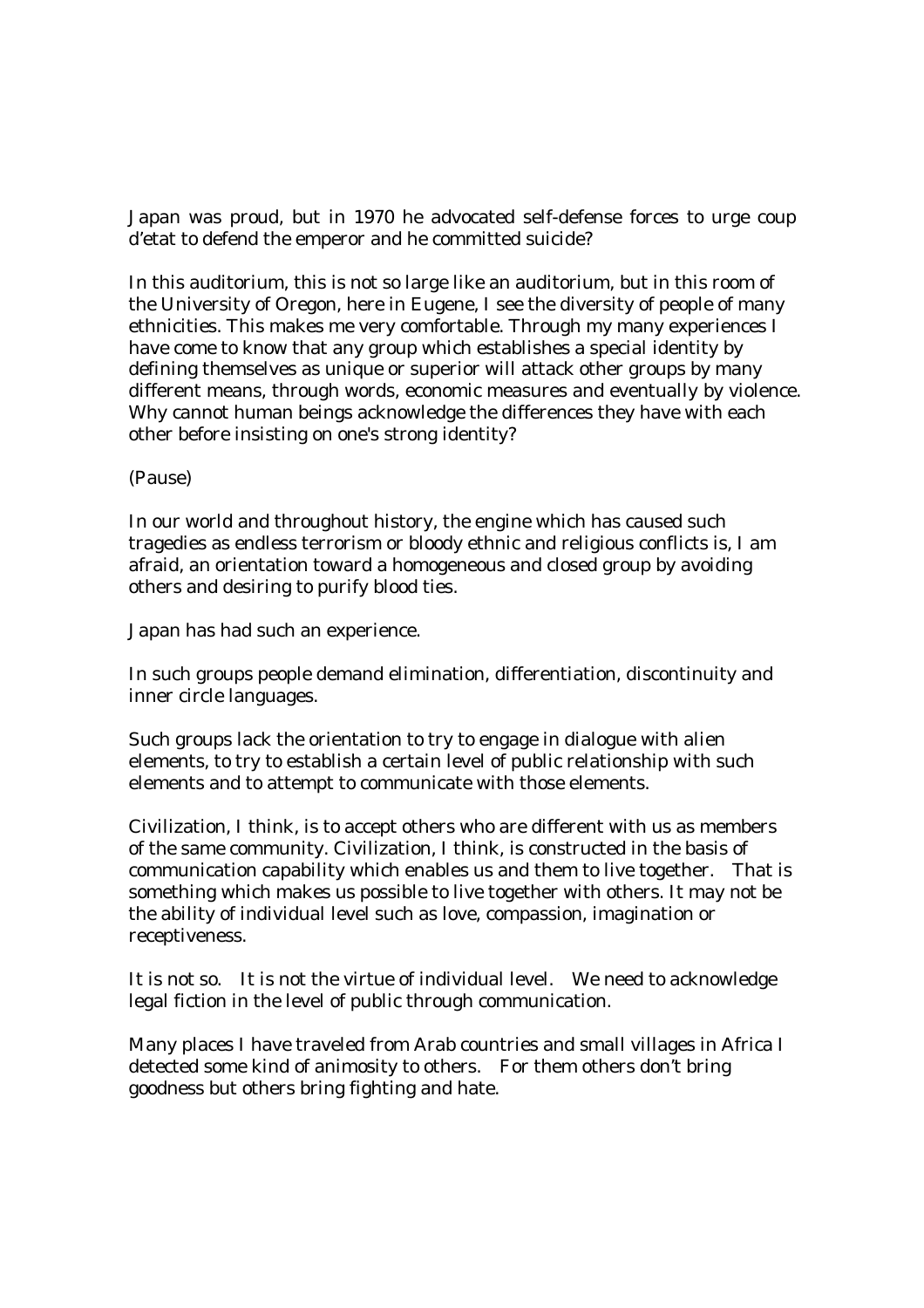Japan was proud, but in 1970 he advocated self-defense forces to urge coup d'etat to defend the emperor and he committed suicide?

In this auditorium, this is not so large like an auditorium, but in this room of the University of Oregon, here in Eugene, I see the diversity of people of many ethnicities. This makes me very comfortable. Through my many experiences I have come to know that any group which establishes a special identity by defining themselves as unique or superior will attack other groups by many different means, through words, economic measures and eventually by violence. Why cannot human beings acknowledge the differences they have with each other before insisting on one's strong identity?

(Pause)

In our world and throughout history, the engine which has caused such tragedies as endless terrorism or bloody ethnic and religious conflicts is, I am afraid, an orientation toward a homogeneous and closed group by avoiding others and desiring to purify blood ties.

Japan has had such an experience.

In such groups people demand elimination, differentiation, discontinuity and inner circle languages.

Such groups lack the orientation to try to engage in dialogue with alien elements, to try to establish a certain level of public relationship with such elements and to attempt to communicate with those elements.

Civilization, I think, is to accept others who are different with us as members of the same community. Civilization, I think, is constructed in the basis of communication capability which enables us and them to live together. That is something which makes us possible to live together with others. It may not be the ability of individual level such as love, compassion, imagination or receptiveness.

It is not so. It is not the virtue of individual level. We need to acknowledge legal fiction in the level of public through communication.

Many places I have traveled from Arab countries and small villages in Africa I detected some kind of animosity to others. For them others don't bring goodness but others bring fighting and hate.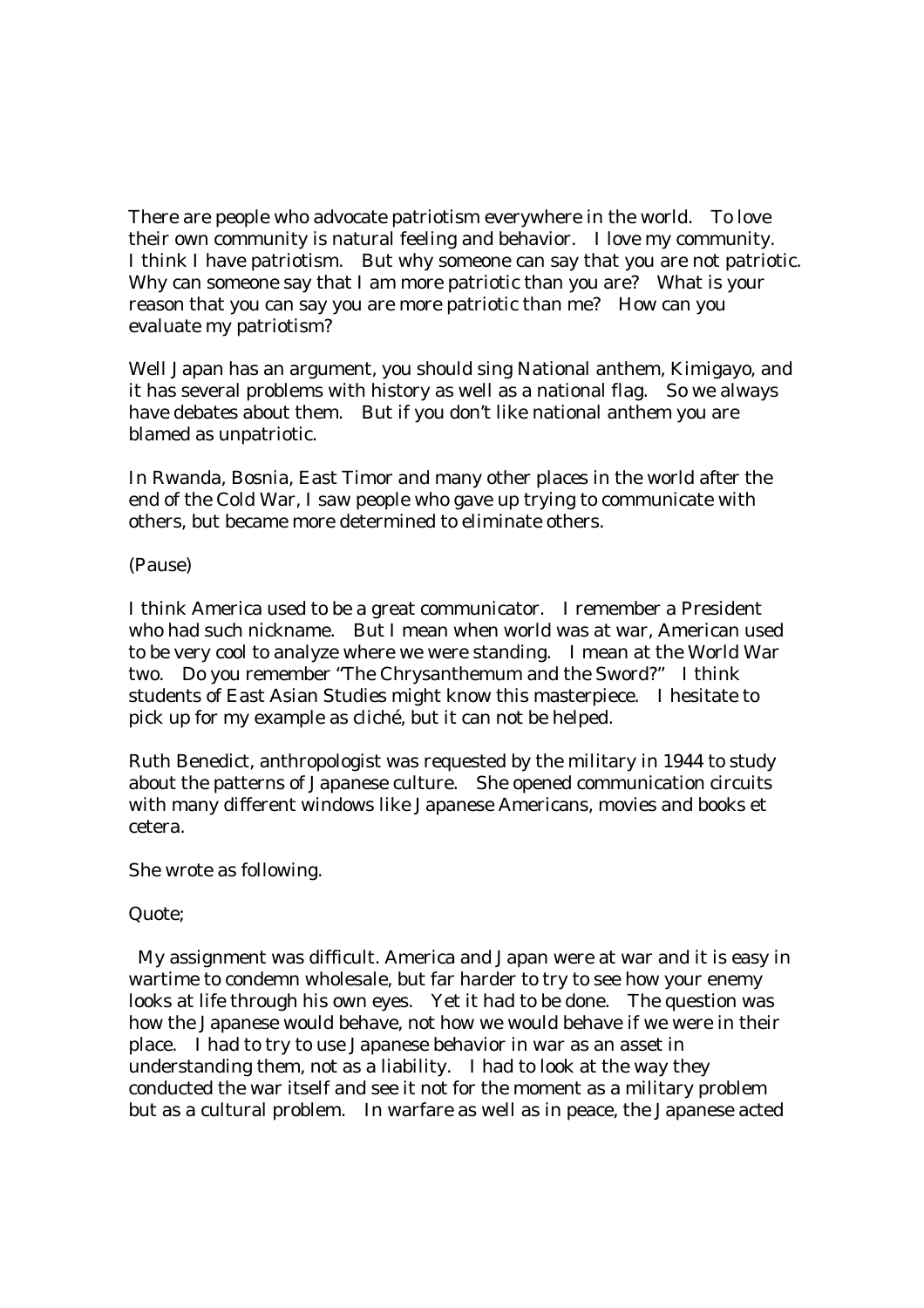There are people who advocate patriotism everywhere in the world. To love their own community is natural feeling and behavior. I love my community. I think I have patriotism. But why someone can say that you are not patriotic. Why can someone say that I am more patriotic than you are? What is your reason that you can say you are more patriotic than me? How can you evaluate my patriotism?

Well Japan has an argument, you should sing National anthem, Kimigayo, and it has several problems with history as well as a national flag. So we always have debates about them. But if you don't like national anthem you are blamed as unpatriotic.

In Rwanda, Bosnia, East Timor and many other places in the world after the end of the Cold War, I saw people who gave up trying to communicate with others, but became more determined to eliminate others.

(Pause)

I think America used to be a great communicator. I remember a President who had such nickname. But I mean when world was at war, American used to be very cool to analyze where we were standing. I mean at the World War two. Do you remember "The Chrysanthemum and the Sword?" I think students of East Asian Studies might know this masterpiece. I hesitate to pick up for my example as cliché, but it can not be helped.

Ruth Benedict, anthropologist was requested by the military in 1944 to study about the patterns of Japanese culture. She opened communication circuits with many different windows like Japanese Americans, movies and books et cetera.

She wrote as following.

Quote;

My assignment was difficult. America and Japan were at war and it is easy in wartime to condemn wholesale, but far harder to try to see how your enemy looks at life through his own eyes. Yet it had to be done. The question was how the Japanese would behave, not how we would behave if we were in their place. I had to try to use Japanese behavior in war as an asset in understanding them, not as a liability. I had to look at the way they conducted the war itself and see it not for the moment as a military problem but as a cultural problem. In warfare as well as in peace, the Japanese acted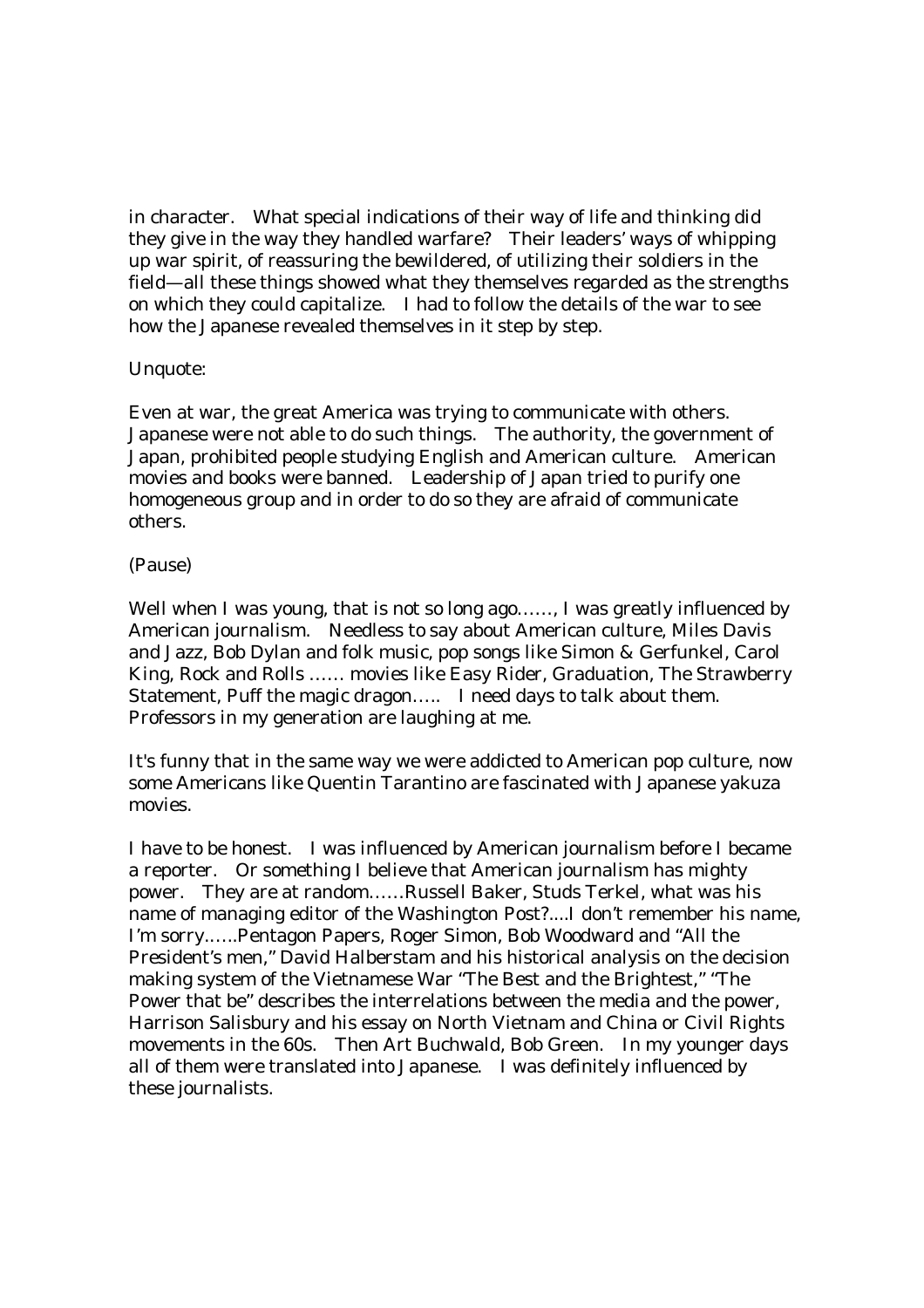in character. What special indications of their way of life and thinking did they give in the way they handled warfare? Their leaders' ways of whipping up war spirit, of reassuring the bewildered, of utilizing their soldiers in the field—all these things showed what they themselves regarded as the strengths on which they could capitalize. I had to follow the details of the war to see how the Japanese revealed themselves in it step by step.

Unquote:

Even at war, the great America was trying to communicate with others. Japanese were not able to do such things. The authority, the government of Japan, prohibited people studying English and American culture. American movies and books were banned. Leadership of Japan tried to purify one homogeneous group and in order to do so they are afraid of communicate others.

(Pause)

Well when I was young, that is not so long ago……, I was greatly influenced by American journalism. Needless to say about American culture, Miles Davis and Jazz, Bob Dylan and folk music, pop songs like Simon & Gerfunkel, Carol King, Rock and Rolls …… movies like Easy Rider, Graduation, The Strawberry Statement, Puff the magic dragon….. I need days to talk about them. Professors in my generation are laughing at me.

It's funny that in the same way we were addicted to American pop culture, now some Americans like Quentin Tarantino are fascinated with Japanese yakuza movies.

I have to be honest. I was influenced by American journalism before I became a reporter. Or something I believe that American journalism has mighty power. They are at random……Russell Baker, Studs Terkel, what was his name of managing editor of the Washington Post?....I don't remember his name, I'm sorry……Pentagon Papers, Roger Simon, Bob Woodward and "All the President's men," David Halberstam and his historical analysis on the decision making system of the Vietnamese War "The Best and the Brightest," "The Power that be" describes the interrelations between the media and the power, Harrison Salisbury and his essay on North Vietnam and China or Civil Rights movements in the 60s. Then Art Buchwald, Bob Green. In my younger days all of them were translated into Japanese. I was definitely influenced by these journalists.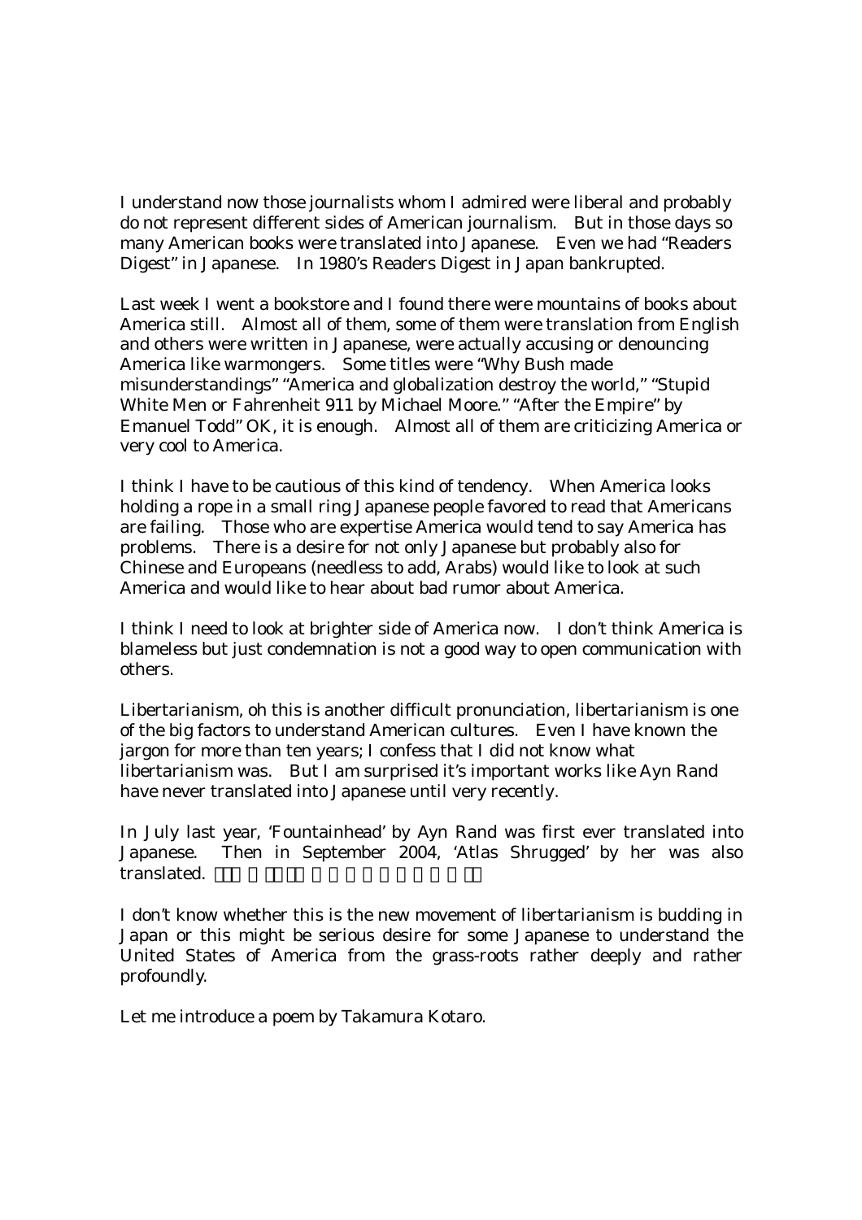I understand now those journalists whom I admired were liberal and probably do not represent different sides of American journalism. But in those days so many American books were translated into Japanese. Even we had "Readers Digest" in Japanese. In 1980's Readers Digest in Japan bankrupted.

Last week I went a bookstore and I found there were mountains of books about America still. Almost all of them, some of them were translation from English and others were written in Japanese, were actually accusing or denouncing America like warmongers. Some titles were "Why Bush made misunderstandings" "America and globalization destroy the world," "Stupid White Men or Fahrenheit 911 by Michael Moore." "After the Empire" by Emanuel Todd" OK, it is enough. Almost all of them are criticizing America or very cool to America.

I think I have to be cautious of this kind of tendency. When America looks holding a rope in a small ring Japanese people favored to read that Americans are failing. Those who are expertise America would tend to say America has problems. There is a desire for not only Japanese but probably also for Chinese and Europeans (needless to add, Arabs) would like to look at such America and would like to hear about bad rumor about America.

I think I need to look at brighter side of America now. I don't think America is blameless but just condemnation is not a good way to open communication with others.

Libertarianism, oh this is another difficult pronunciation, libertarianism is one of the big factors to understand American cultures. Even I have known the jargon for more than ten years; I confess that I did not know what libertarianism was. But I am surprised it's important works like Ayn Rand have never translated into Japanese until very recently.

In July last year, 'Fountainhead' by Ayn Rand was first ever translated into Japanese. Then in September 2004, 'Atlas Shrugged' by her was also translated.

I don't know whether this is the new movement of libertarianism is budding in Japan or this might be serious desire for some Japanese to understand the United States of America from the grass-roots rather deeply and rather profoundly.

Let me introduce a poem by Takamura Kotaro.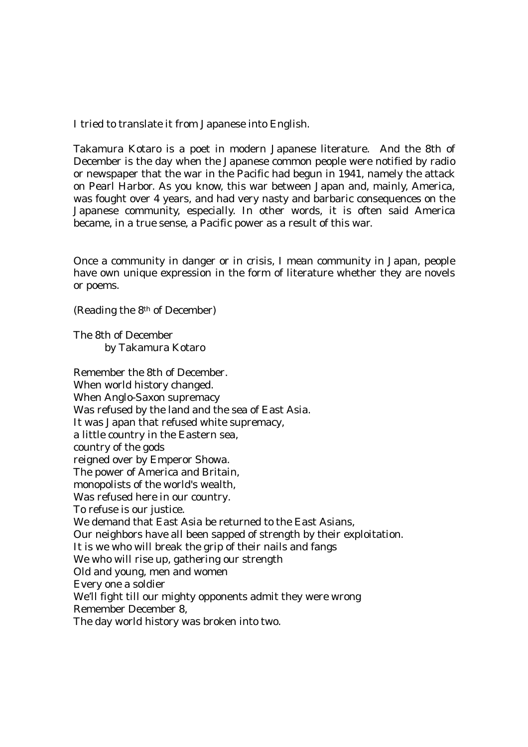I tried to translate it from Japanese into English.

Takamura Kotaro is a poet in modern Japanese literature. And the 8th of December is the day when the Japanese common people were notified by radio or newspaper that the war in the Pacific had begun in 1941, namely the attack on Pearl Harbor. As you know, this war between Japan and, mainly, America, was fought over 4 years, and had very nasty and barbaric consequences on the Japanese community, especially. In other words, it is often said America became, in a true sense, a Pacific power as a result of this war.

Once a community in danger or in crisis, I mean community in Japan, people have own unique expression in the form of literature whether they are novels or poems.

(Reading the 8th of December)

The 8th of December
  by Takamura Kotaro

Remember the 8th of December.
When world history changed.
When Anglo-Saxon supremacy
Was refused by the land and the sea of East Asia.
It was Japan that refused white supremacy,
a little country in the Eastern sea,
country of the gods
reigned over by Emperor Showa.
The power of America and Britain,
monopolists of the world's wealth,
Was refused here in our country.
To refuse is our justice.
We demand that East Asia be returned to the East Asians,
Our neighbors have all been sapped of strength by their exploitation.
It is we who will break the grip of their nails and fangs
We who will rise up, gathering our strength
Old and young, men and women
Every one a soldier
We'll fight till our mighty opponents admit they were wrong
Remember December 8,
The day world history was broken into two.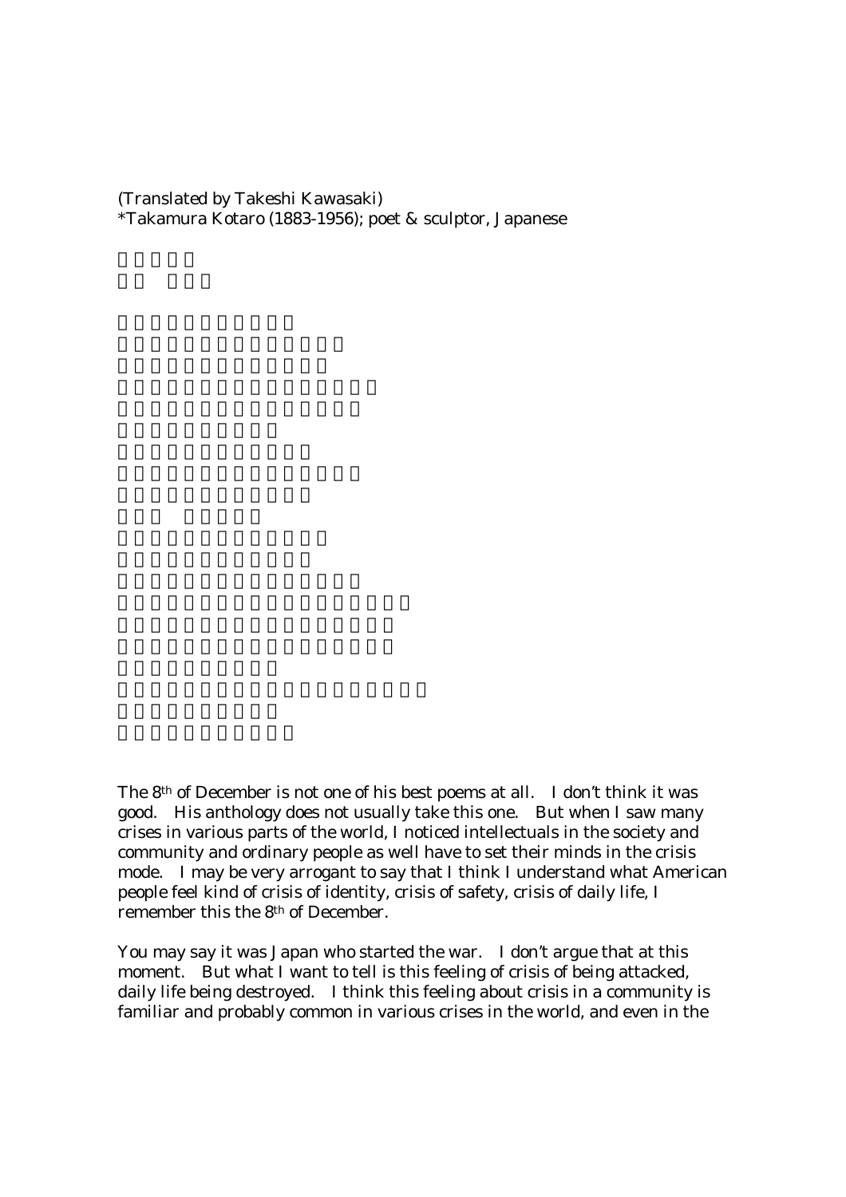(Translated by Takeshi Kawasaki)
*Takamura Kotaro (1883-1956); poet & sculptor, Japanese

The 8th of December is not one of his best poems at all. I don't think it was good. His anthology does not usually take this one. But when I saw many crises in various parts of the world, I noticed intellectuals in the society and community and ordinary people as well have to set their minds in the crisis mode. I may be very arrogant to say that I think I understand what American people feel kind of crisis of identity, crisis of safety, crisis of daily life, I remember this the 8th of December.

You may say it was Japan who started the war. I don't argue that at this moment. But what I want to tell is this feeling of crisis of being attacked, daily life being destroyed. I think this feeling about crisis in a community is familiar and probably common in various crises in the world, and even in the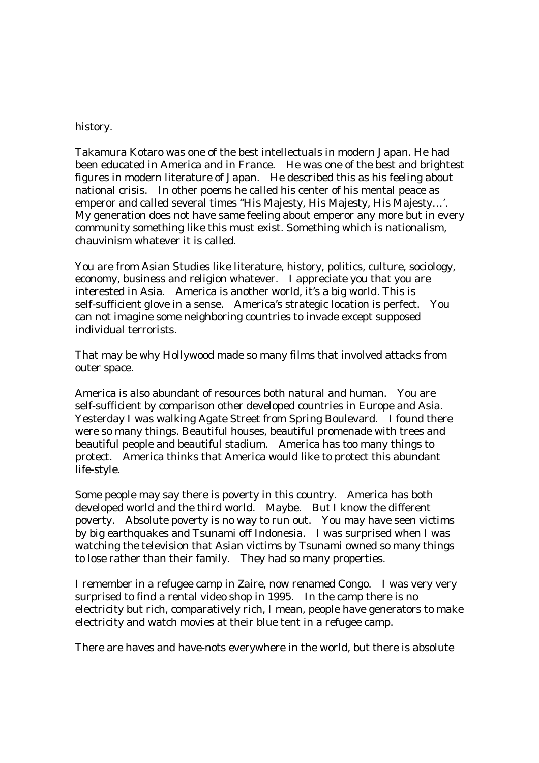history.

Takamura Kotaro was one of the best intellectuals in modern Japan. He had been educated in America and in France. He was one of the best and brightest figures in modern literature of Japan. He described this as his feeling about national crisis. In other poems he called his center of his mental peace as emperor and called several times "His Majesty, His Majesty, His Majesty…'. My generation does not have same feeling about emperor any more but in every community something like this must exist. Something which is nationalism, chauvinism whatever it is called.

You are from Asian Studies like literature, history, politics, culture, sociology, economy, business and religion whatever. I appreciate you that you are interested in Asia. America is another world, it's a big world. This is self-sufficient glove in a sense. America's strategic location is perfect. You can not imagine some neighboring countries to invade except supposed individual terrorists.

That may be why Hollywood made so many films that involved attacks from outer space.

America is also abundant of resources both natural and human. You are self-sufficient by comparison other developed countries in Europe and Asia. Yesterday I was walking Agate Street from Spring Boulevard. I found there were so many things. Beautiful houses, beautiful promenade with trees and beautiful people and beautiful stadium. America has too many things to protect. America thinks that America would like to protect this abundant life-style.

Some people may say there is poverty in this country. America has both developed world and the third world. Maybe. But I know the different poverty. Absolute poverty is no way to run out. You may have seen victims by big earthquakes and Tsunami off Indonesia. I was surprised when I was watching the television that Asian victims by Tsunami owned so many things to lose rather than their family. They had so many properties.

I remember in a refugee camp in Zaire, now renamed Congo. I was very very surprised to find a rental video shop in 1995. In the camp there is no electricity but rich, comparatively rich, I mean, people have generators to make electricity and watch movies at their blue tent in a refugee camp.

There are haves and have-nots everywhere in the world, but there is absolute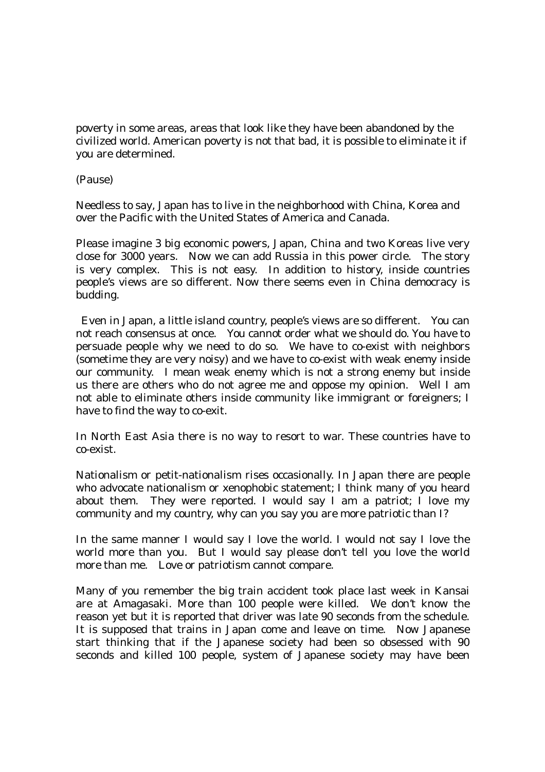poverty in some areas, areas that look like they have been abandoned by the civilized world. American poverty is not that bad, it is possible to eliminate it if you are determined.

(Pause)

Needless to say, Japan has to live in the neighborhood with China, Korea and over the Pacific with the United States of America and Canada.

Please imagine 3 big economic powers, Japan, China and two Koreas live very close for 3000 years. Now we can add Russia in this power circle. The story is very complex. This is not easy. In addition to history, inside countries people's views are so different. Now there seems even in China democracy is budding.

Even in Japan, a little island country, people's views are so different. You can not reach consensus at once. You cannot order what we should do. You have to persuade people why we need to do so. We have to co-exist with neighbors (sometime they are very noisy) and we have to co-exist with weak enemy inside our community. I mean weak enemy which is not a strong enemy but inside us there are others who do not agree me and oppose my opinion. Well I am not able to eliminate others inside community like immigrant or foreigners; I have to find the way to co-exit.

In North East Asia there is no way to resort to war. These countries have to co-exist.

Nationalism or petit-nationalism rises occasionally. In Japan there are people who advocate nationalism or xenophobic statement; I think many of you heard about them. They were reported. I would say I am a patriot; I love my community and my country, why can you say you are more patriotic than I?

In the same manner I would say I love the world. I would not say I love the world more than you. But I would say please don't tell you love the world more than me. Love or patriotism cannot compare.

Many of you remember the big train accident took place last week in Kansai are at Amagasaki. More than 100 people were killed. We don't know the reason yet but it is reported that driver was late 90 seconds from the schedule. It is supposed that trains in Japan come and leave on time. Now Japanese start thinking that if the Japanese society had been so obsessed with 90 seconds and killed 100 people, system of Japanese society may have been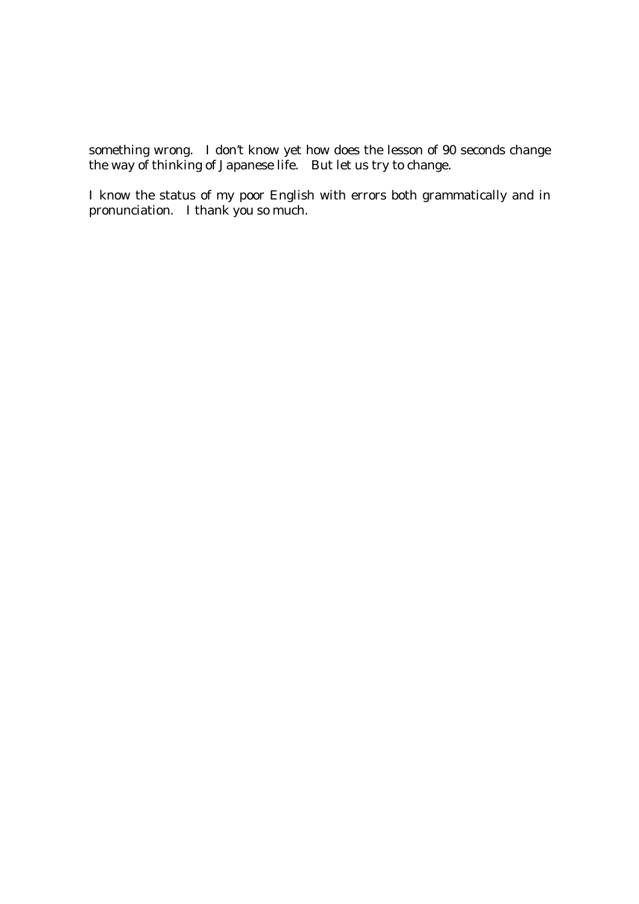something wrong.　I don't know yet how does the lesson of 90 seconds change the way of thinking of Japanese life.　But let us try to change.

I know the status of my poor English with errors both grammatically and in pronunciation.　I thank you so much.